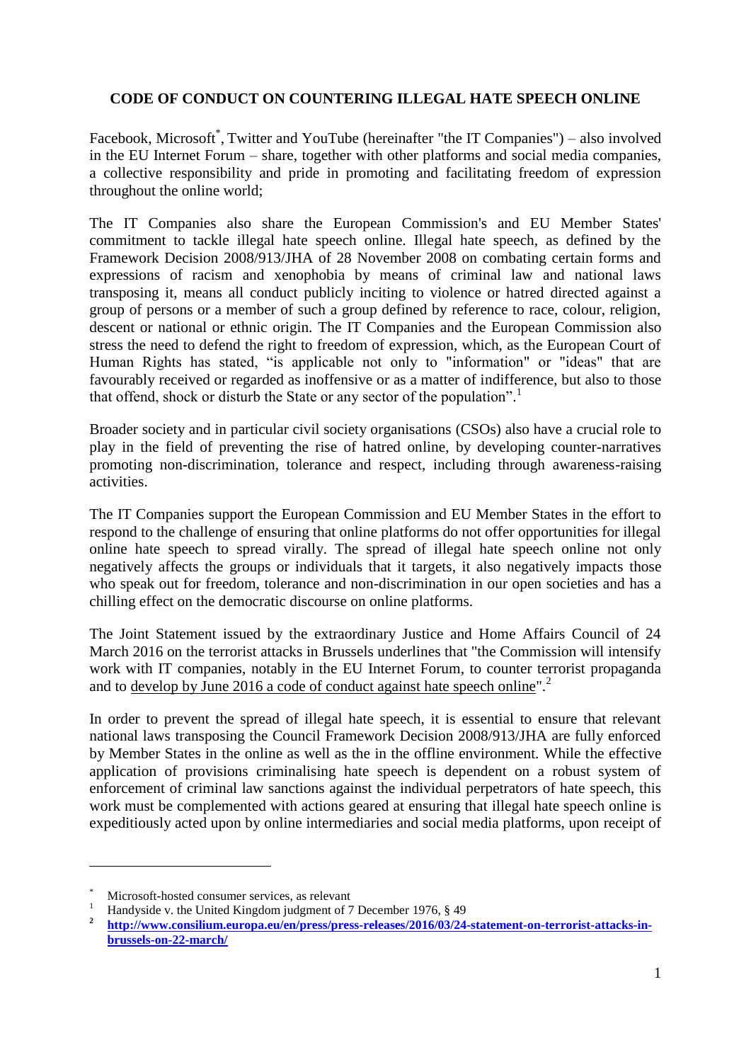**CODE OF CONDUCT ON COUNTERING ILLEGAL HATE SPEECH ONLINE**

Facebook, Microsoft[*], Twitter and YouTube (hereinafter "the IT Companies") – also involved in the EU Internet Forum – share, together with other platforms and social media companies, a collective responsibility and pride in promoting and facilitating freedom of expression throughout the online world;

The IT Companies also share the European Commission's and EU Member States' commitment to tackle illegal hate speech online. Illegal hate speech, as defined by the Framework Decision 2008/913/JHA of 28 November 2008 on combating certain forms and expressions of racism and xenophobia by means of criminal law and national laws transposing it, means all conduct publicly inciting to violence or hatred directed against a group of persons or a member of such a group defined by reference to race, colour, religion, descent or national or ethnic origin. The IT Companies and the European Commission also stress the need to defend the right to freedom of expression, which, as the European Court of Human Rights has stated, "is applicable not only to "information" or "ideas" that are favourably received or regarded as inoffensive or as a matter of indifference, but also to those that offend, shock or disturb the State or any sector of the population".[1]

Broader society and in particular civil society organisations (CSOs) also have a crucial role to play in the field of preventing the rise of hatred online, by developing counter-narratives promoting non-discrimination, tolerance and respect, including through awareness-raising activities.

The IT Companies support the European Commission and EU Member States in the effort to respond to the challenge of ensuring that online platforms do not offer opportunities for illegal online hate speech to spread virally. The spread of illegal hate speech online not only negatively affects the groups or individuals that it targets, it also negatively impacts those who speak out for freedom, tolerance and non-discrimination in our open societies and has a chilling effect on the democratic discourse on online platforms.

The Joint Statement issued by the extraordinary Justice and Home Affairs Council of 24 March 2016 on the terrorist attacks in Brussels underlines that "the Commission will intensify work with IT companies, notably in the EU Internet Forum, to counter terrorist propaganda and to develop by June 2016 a code of conduct against hate speech online".[2]

In order to prevent the spread of illegal hate speech, it is essential to ensure that relevant national laws transposing the Council Framework Decision 2008/913/JHA are fully enforced by Member States in the online as well as the in the offline environment. While the effective application of provisions criminalising hate speech is dependent on a robust system of enforcement of criminal law sanctions against the individual perpetrators of hate speech, this work must be complemented with actions geared at ensuring that illegal hate speech online is expeditiously acted upon by online intermediaries and social media platforms, upon receipt of

---

[*] Microsoft-hosted consumer services, as relevant

[1] Handyside v. the United Kingdom judgment of 7 December 1976, § 49

[2] **http://www.consilium.europa.eu/en/press/press-releases/2016/03/24-statement-on-terrorist-attacks-in-brussels-on-22-march/**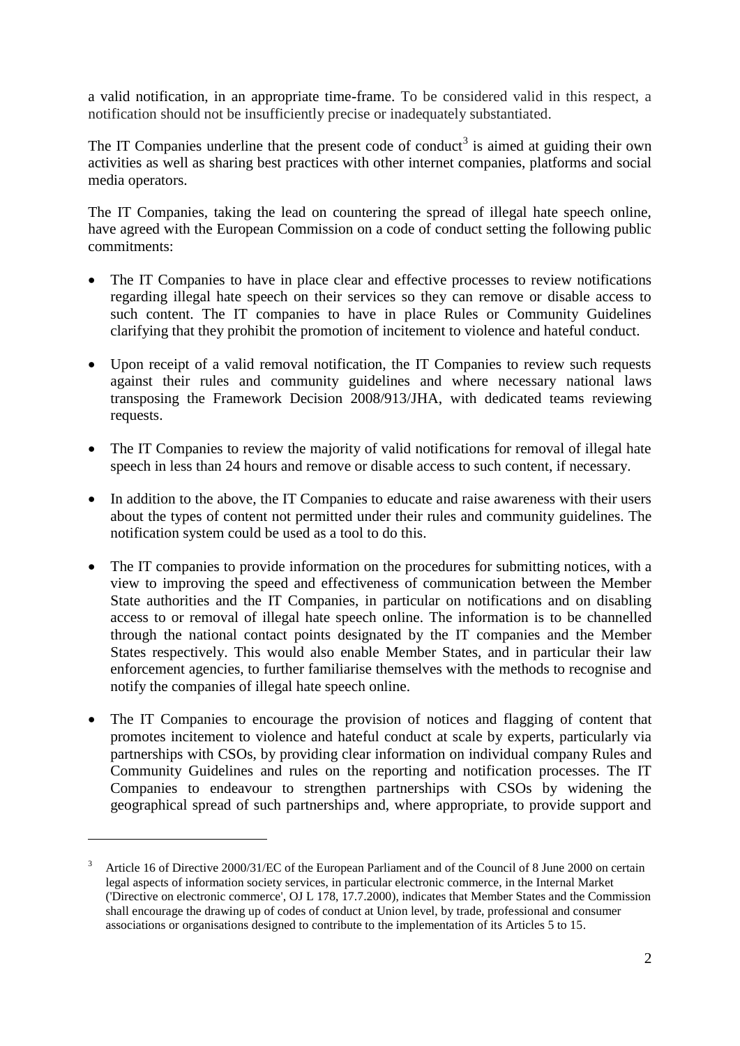a valid notification, in an appropriate time-frame. To be considered valid in this respect, a notification should not be insufficiently precise or inadequately substantiated.

The IT Companies underline that the present code of conduct[3] is aimed at guiding their own activities as well as sharing best practices with other internet companies, platforms and social media operators.

The IT Companies, taking the lead on countering the spread of illegal hate speech online, have agreed with the European Commission on a code of conduct setting the following public commitments:

- The IT Companies to have in place clear and effective processes to review notifications regarding illegal hate speech on their services so they can remove or disable access to such content. The IT companies to have in place Rules or Community Guidelines clarifying that they prohibit the promotion of incitement to violence and hateful conduct.

- Upon receipt of a valid removal notification, the IT Companies to review such requests against their rules and community guidelines and where necessary national laws transposing the Framework Decision 2008/913/JHA, with dedicated teams reviewing requests.

- The IT Companies to review the majority of valid notifications for removal of illegal hate speech in less than 24 hours and remove or disable access to such content, if necessary.

- In addition to the above, the IT Companies to educate and raise awareness with their users about the types of content not permitted under their rules and community guidelines. The notification system could be used as a tool to do this.

- The IT companies to provide information on the procedures for submitting notices, with a view to improving the speed and effectiveness of communication between the Member State authorities and the IT Companies, in particular on notifications and on disabling access to or removal of illegal hate speech online. The information is to be channelled through the national contact points designated by the IT companies and the Member States respectively. This would also enable Member States, and in particular their law enforcement agencies, to further familiarise themselves with the methods to recognise and notify the companies of illegal hate speech online.

- The IT Companies to encourage the provision of notices and flagging of content that promotes incitement to violence and hateful conduct at scale by experts, particularly via partnerships with CSOs, by providing clear information on individual company Rules and Community Guidelines and rules on the reporting and notification processes. The IT Companies to endeavour to strengthen partnerships with CSOs by widening the geographical spread of such partnerships and, where appropriate, to provide support and

---

[3] Article 16 of Directive 2000/31/EC of the European Parliament and of the Council of 8 June 2000 on certain legal aspects of information society services, in particular electronic commerce, in the Internal Market ('Directive on electronic commerce', OJ L 178, 17.7.2000), indicates that Member States and the Commission shall encourage the drawing up of codes of conduct at Union level, by trade, professional and consumer associations or organisations designed to contribute to the implementation of its Articles 5 to 15.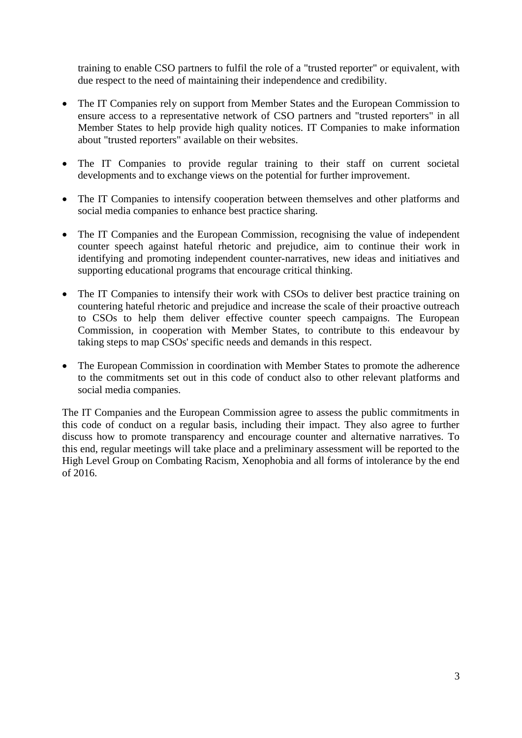training to enable CSO partners to fulfil the role of a "trusted reporter" or equivalent, with due respect to the need of maintaining their independence and credibility.

- The IT Companies rely on support from Member States and the European Commission to ensure access to a representative network of CSO partners and "trusted reporters" in all Member States to help provide high quality notices. IT Companies to make information about "trusted reporters" available on their websites.

- The IT Companies to provide regular training to their staff on current societal developments and to exchange views on the potential for further improvement.

- The IT Companies to intensify cooperation between themselves and other platforms and social media companies to enhance best practice sharing.

- The IT Companies and the European Commission, recognising the value of independent counter speech against hateful rhetoric and prejudice, aim to continue their work in identifying and promoting independent counter-narratives, new ideas and initiatives and supporting educational programs that encourage critical thinking.

- The IT Companies to intensify their work with CSOs to deliver best practice training on countering hateful rhetoric and prejudice and increase the scale of their proactive outreach to CSOs to help them deliver effective counter speech campaigns. The European Commission, in cooperation with Member States, to contribute to this endeavour by taking steps to map CSOs' specific needs and demands in this respect.

- The European Commission in coordination with Member States to promote the adherence to the commitments set out in this code of conduct also to other relevant platforms and social media companies.

The IT Companies and the European Commission agree to assess the public commitments in this code of conduct on a regular basis, including their impact. They also agree to further discuss how to promote transparency and encourage counter and alternative narratives. To this end, regular meetings will take place and a preliminary assessment will be reported to the High Level Group on Combating Racism, Xenophobia and all forms of intolerance by the end of 2016.